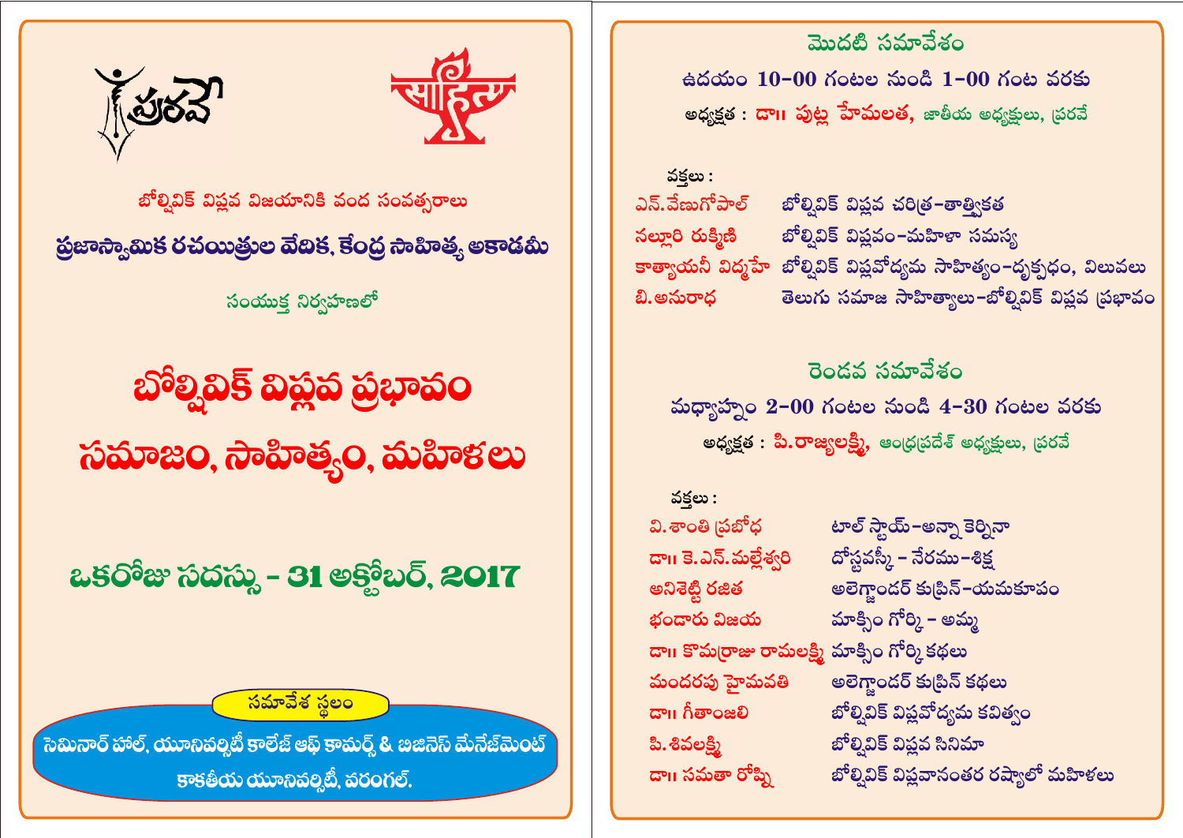ప్రరవే

సాహిత్య

బోల్షివిక్ విప్లవ విజయానికి వంద సంవత్సరాలు

**ప్రజాస్వామిక రచయిత్రుల వేదిక, కేంద్ర సాహిత్య అకాడమీ**

సంయుక్త నిర్వహణలో

# బోల్షివిక్ విప్లవ ప్రభావం

# సమాజం, సాహిత్యం, మహిళలు

## ఒకరోజు సదస్సు - 31 అక్టోబర్, 2017

**సమావేశ స్థలం**

**సెమినార్ హాల్, యూనివర్సిటీ కాలేజ్ ఆఫ్ కామర్స్ & బిజినెస్ మేనేజ్‌మెంట్**
**కాకతీయ యూనివర్సిటీ, వరంగల్.**

## మొదటి సమావేశం

ఉదయం **10-00** గంటల నుండి **1-00** గంట వరకు

అధ్యక్షత : **డా॥ పుట్ల హేమలత,** జాతీయ అధ్యక్షులు, ప్రరవే

వక్తలు :

| | |
|---|---|
| ఎన్.వేణుగోపాల్ | బోల్షివిక్ విప్లవ చరిత్ర-తాత్త్వికత |
| నల్లూరి రుక్మిణి | బోల్షివిక్ విప్లవం-మహిళా సమస్య |
| కాత్యాయనీ విద్మహే | బోల్షివిక్ విప్లవోద్యమ సాహిత్యం-దృక్పథం, విలువలు |
| బి.అనురాధ | తెలుగు సమాజ సాహిత్యాలు-బోల్షివిక్ విప్లవ ప్రభావం |

## రెండవ సమావేశం

మధ్యాహ్నం **2-00** గంటల నుండి **4-30** గంటల వరకు

అధ్యక్షత : **పి.రాజ్యలక్ష్మి,** ఆంధ్రప్రదేశ్ అధ్యక్షులు, ప్రరవే

వక్తలు :

| | |
|---|---|
| వి.శాంతి ప్రబోధ | టాల్ స్టాయ్-అన్నా కెర్నినా |
| డా॥ కె.ఎన్.మల్లేశ్వరి | దోస్తవస్కీ - నేరము-శిక్ష |
| అనిశెట్టి రజిత | అలెగ్జాండర్ కుప్రిన్-యమకూపం |
| భండారు విజయ | మాక్సిం గోర్కి - అమ్మ |
| డా॥ కొమర్రాజు రామలక్ష్మి | మాక్సిం గోర్కి కథలు |
| మందరపు హైమవతి | అలెగ్జాండర్ కుప్రిన్ కథలు |
| డా॥ గీతాంజలి | బోల్షివిక్ విప్లవోద్యమ కవిత్వం |
| పి.శివలక్ష్మి | బోల్షివిక్ విప్లవ సినిమా |
| డా॥ సమతా రోష్ని | బోల్షివిక్ విప్లవానంతర రష్యాలో మహిళలు |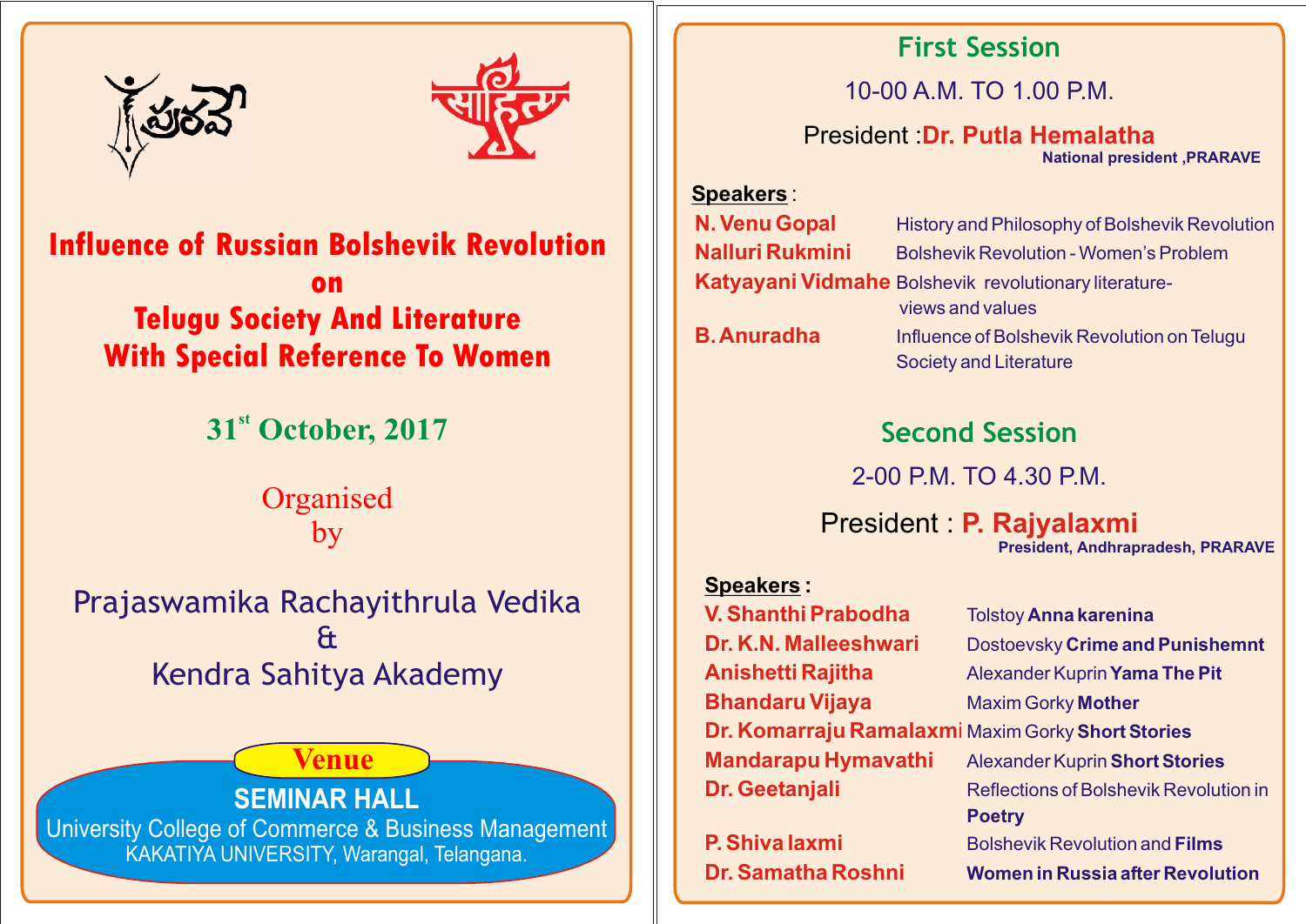# Influence of Russian Bolshevik Revolution on Telugu Society And Literature With Special Reference To Women

**31st October, 2017**

Organised by

Prajaswamika Rachayithrula Vedika
&
Kendra Sahitya Akademy

**Venue**

**SEMINAR HALL**
University College of Commerce & Business Management
KAKATIYA UNIVERSITY, Warangal, Telangana.

## First Session

10-00 A.M. TO 1.00 P.M.

President : **Dr. Putla Hemalatha**
**National president ,PRARAVE**

**Speakers :**

| | |
|---|---|
| **N. Venu Gopal** | History and Philosophy of Bolshevik Revolution |
| **Nalluri Rukmini** | Bolshevik Revolution - Women's Problem |
| **Katyayani Vidmahe** | Bolshevik revolutionary literature- views and values |
| **B. Anuradha** | Influence of Bolshevik Revolution on Telugu Society and Literature |

## Second Session

2-00 P.M. TO 4.30 P.M.

President : **P. Rajyalaxmi**
**President, Andhrapradesh, PRARAVE**

**Speakers :**

| | |
|---|---|
| **V. Shanthi Prabodha** | Tolstoy **Anna karenina** |
| **Dr. K.N. Malleeshwari** | Dostoevsky **Crime and Punishemnt** |
| **Anishetti Rajitha** | Alexander Kuprin **Yama The Pit** |
| **Bhandaru Vijaya** | Maxim Gorky **Mother** |
| **Dr. Komarraju Ramalaxmi** | Maxim Gorky **Short Stories** |
| **Mandarapu Hymavathi** | Alexander Kuprin **Short Stories** |
| **Dr. Geetanjali** | Reflections of Bolshevik Revolution in **Poetry** |
| **P. Shiva laxmi** | Bolshevik Revolution and **Films** |
| **Dr. Samatha Roshni** | **Women in Russia after Revolution** |